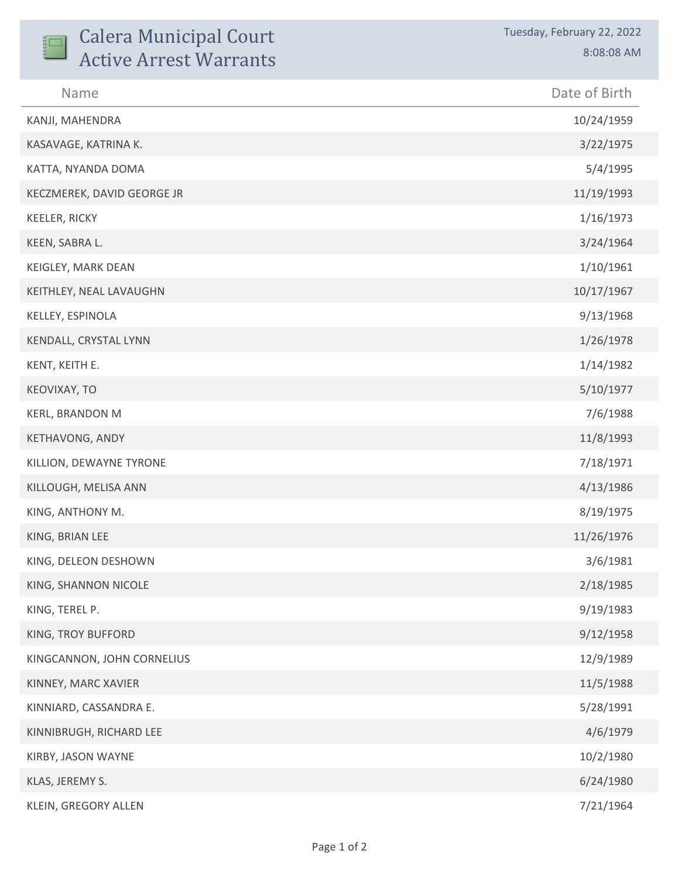# Calera Municipal Court Active Arrest Warrants

Tuesday, February 22, 2022
8:08:08 AM

| Name | Date of Birth |
|---|---|
| KANJI, MAHENDRA | 10/24/1959 |
| KASAVAGE, KATRINA K. | 3/22/1975 |
| KATTA, NYANDA DOMA | 5/4/1995 |
| KECZMEREK, DAVID GEORGE JR | 11/19/1993 |
| KEELER, RICKY | 1/16/1973 |
| KEEN, SABRA L. | 3/24/1964 |
| KEIGLEY, MARK DEAN | 1/10/1961 |
| KEITHLEY, NEAL LAVAUGHN | 10/17/1967 |
| KELLEY, ESPINOLA | 9/13/1968 |
| KENDALL, CRYSTAL LYNN | 1/26/1978 |
| KENT, KEITH E. | 1/14/1982 |
| KEOVIXAY, TO | 5/10/1977 |
| KERL, BRANDON M | 7/6/1988 |
| KETHAVONG, ANDY | 11/8/1993 |
| KILLION, DEWAYNE TYRONE | 7/18/1971 |
| KILLOUGH, MELISA ANN | 4/13/1986 |
| KING, ANTHONY M. | 8/19/1975 |
| KING, BRIAN LEE | 11/26/1976 |
| KING, DELEON DESHOWN | 3/6/1981 |
| KING, SHANNON NICOLE | 2/18/1985 |
| KING, TEREL P. | 9/19/1983 |
| KING, TROY BUFFORD | 9/12/1958 |
| KINGCANNON, JOHN CORNELIUS | 12/9/1989 |
| KINNEY, MARC XAVIER | 11/5/1988 |
| KINNIARD, CASSANDRA E. | 5/28/1991 |
| KINNIBRUGH, RICHARD LEE | 4/6/1979 |
| KIRBY, JASON WAYNE | 10/2/1980 |
| KLAS, JEREMY S. | 6/24/1980 |
| KLEIN, GREGORY ALLEN | 7/21/1964 |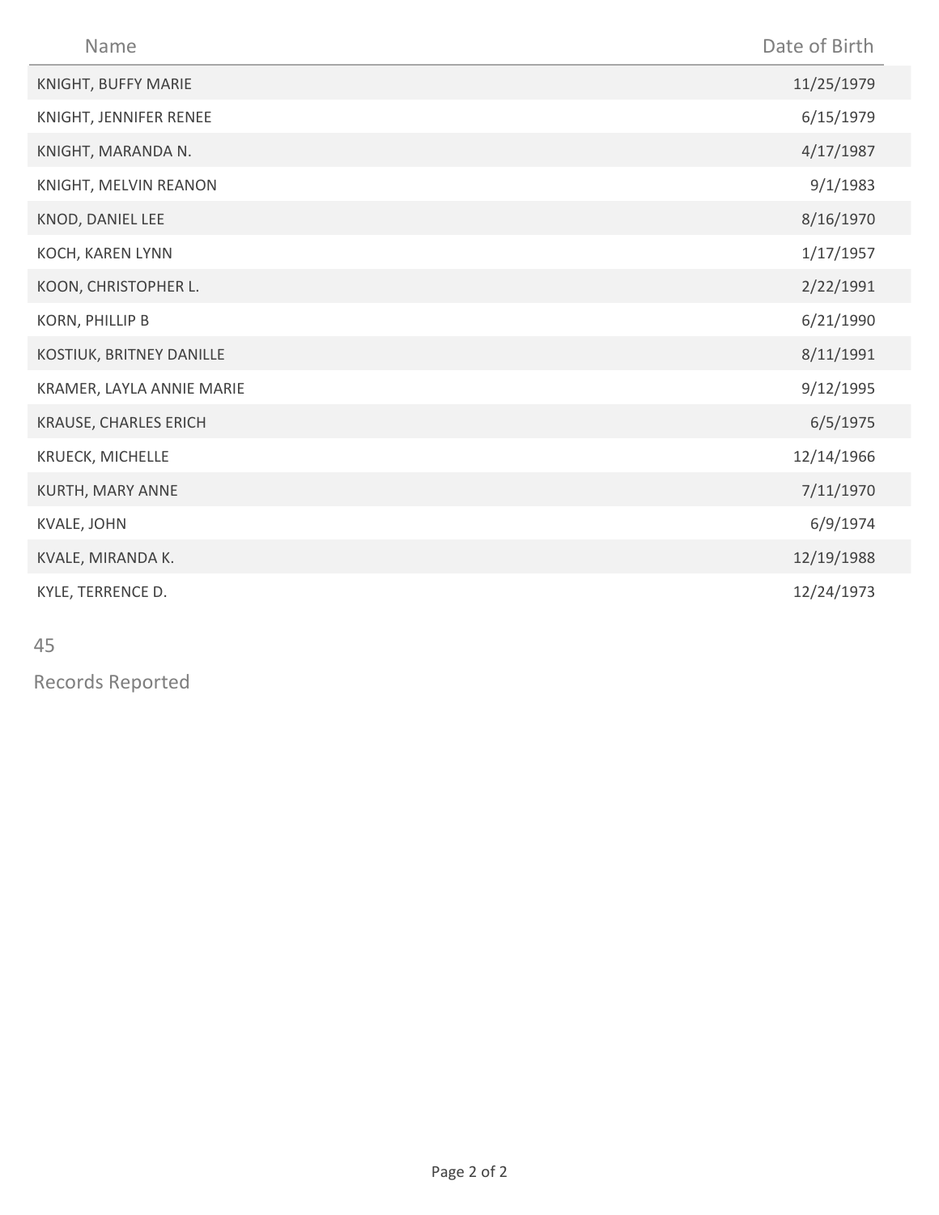| Name | Date of Birth |
| --- | --- |
| KNIGHT, BUFFY MARIE | 11/25/1979 |
| KNIGHT, JENNIFER RENEE | 6/15/1979 |
| KNIGHT, MARANDA N. | 4/17/1987 |
| KNIGHT, MELVIN REANON | 9/1/1983 |
| KNOD, DANIEL LEE | 8/16/1970 |
| KOCH, KAREN LYNN | 1/17/1957 |
| KOON, CHRISTOPHER L. | 2/22/1991 |
| KORN, PHILLIP B | 6/21/1990 |
| KOSTIUK, BRITNEY DANILLE | 8/11/1991 |
| KRAMER, LAYLA ANNIE MARIE | 9/12/1995 |
| KRAUSE, CHARLES ERICH | 6/5/1975 |
| KRUECK, MICHELLE | 12/14/1966 |
| KURTH, MARY ANNE | 7/11/1970 |
| KVALE, JOHN | 6/9/1974 |
| KVALE, MIRANDA K. | 12/19/1988 |
| KYLE, TERRENCE D. | 12/24/1973 |

45

Records Reported